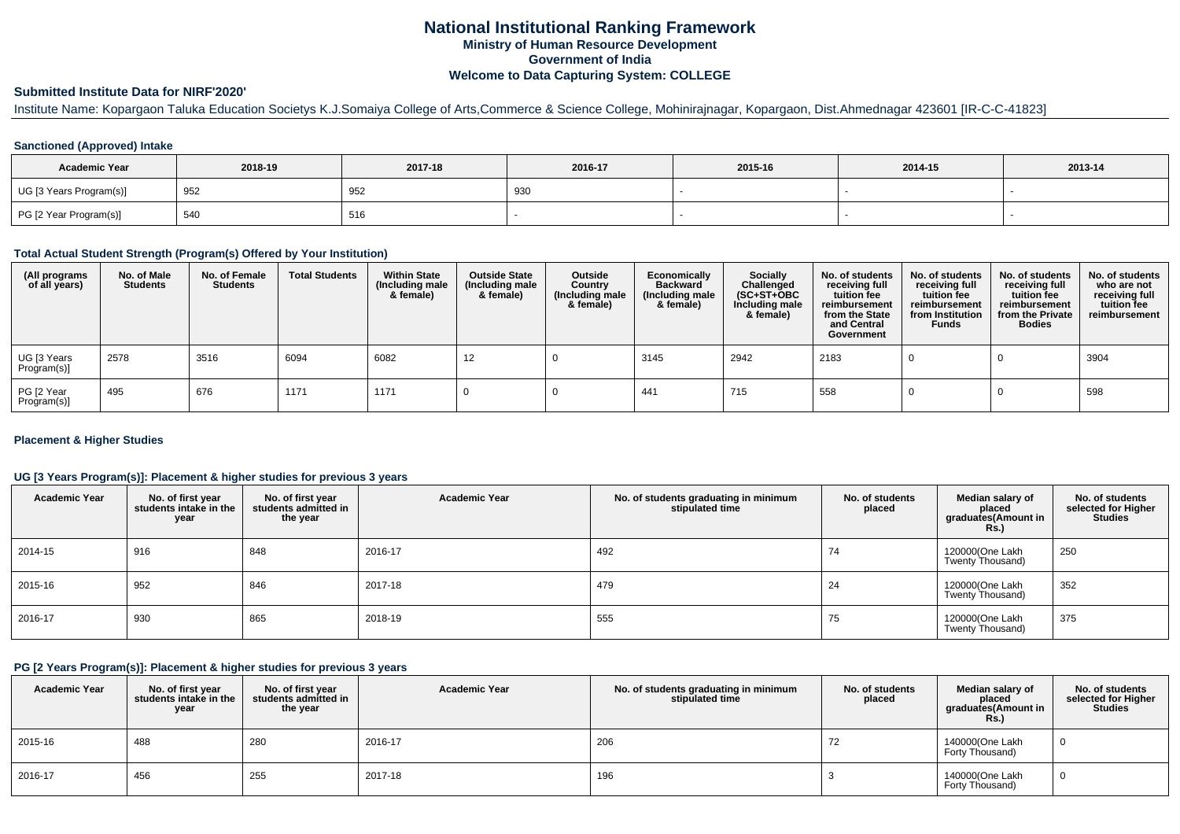# National Institutional Ranking Framework

**Ministry of Human Resource Development**

**Government of India**

**Welcome to Data Capturing System: COLLEGE**

## Submitted Institute Data for NIRF'2020'

Institute Name: Kopargaon Taluka Education Societys K.J.Somaiya College of Arts,Commerce & Science College, Mohinirajnagar, Kopargaon, Dist.Ahmednagar 423601 [IR-C-C-41823]

### Sanctioned (Approved) Intake

| Academic Year | 2018-19 | 2017-18 | 2016-17 | 2015-16 | 2014-15 | 2013-14 |
|---|---|---|---|---|---|---|
| UG [3 Years Program(s)] | 952 | 952 | 930 | - | - | - |
| PG [2 Year Program(s)] | 540 | 516 | - | - | - | - |

### Total Actual Student Strength (Program(s) Offered by Your Institution)

| (All programs of all years) | No. of Male Students | No. of Female Students | Total Students | Within State (Including male & female) | Outside State (Including male & female) | Outside Country (Including male & female) | Economically Backward (Including male & female) | Socially Challenged (SC+ST+OBC Including male & female) | No. of students receiving full tuition fee reimbursement from the State and Central Government | No. of students receiving full tuition fee reimbursement from Institution Funds | No. of students receiving full tuition fee reimbursement from the Private Bodies | No. of students who are not receiving full tuition fee reimbursement |
|---|---|---|---|---|---|---|---|---|---|---|---|---|
| UG [3 Years Program(s)] | 2578 | 3516 | 6094 | 6082 | 12 | 0 | 3145 | 2942 | 2183 | 0 | 0 | 3904 |
| PG [2 Year Program(s)] | 495 | 676 | 1171 | 1171 | 0 | 0 | 441 | 715 | 558 | 0 | 0 | 598 |

### Placement & Higher Studies

#### UG [3 Years Program(s)]: Placement & higher studies for previous 3 years

| Academic Year | No. of first year students intake in the year | No. of first year students admitted in the year | Academic Year | No. of students graduating in minimum stipulated time | No. of students placed | Median salary of placed graduates(Amount in Rs.) | No. of students selected for Higher Studies |
|---|---|---|---|---|---|---|---|
| 2014-15 | 916 | 848 | 2016-17 | 492 | 74 | 120000(One Lakh Twenty Thousand) | 250 |
| 2015-16 | 952 | 846 | 2017-18 | 479 | 24 | 120000(One Lakh Twenty Thousand) | 352 |
| 2016-17 | 930 | 865 | 2018-19 | 555 | 75 | 120000(One Lakh Twenty Thousand) | 375 |

#### PG [2 Years Program(s)]: Placement & higher studies for previous 3 years

| Academic Year | No. of first year students intake in the year | No. of first year students admitted in the year | Academic Year | No. of students graduating in minimum stipulated time | No. of students placed | Median salary of placed graduates(Amount in Rs.) | No. of students selected for Higher Studies |
|---|---|---|---|---|---|---|---|
| 2015-16 | 488 | 280 | 2016-17 | 206 | 72 | 140000(One Lakh Forty Thousand) | 0 |
| 2016-17 | 456 | 255 | 2017-18 | 196 | 3 | 140000(One Lakh Forty Thousand) | 0 |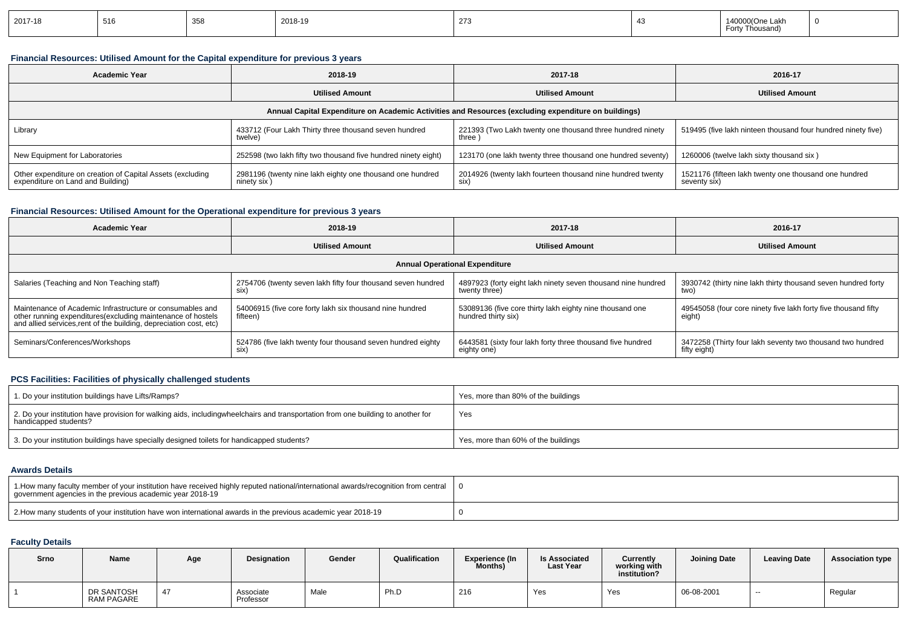| 2017-18 | 516 | 358 | 2018-19 | 273 | 43 | 140000(One Lakh Forty Thousand) | 0 |
|---|---|---|---|---|---|---|---|

### Financial Resources: Utilised Amount for the Capital expenditure for previous 3 years

| Academic Year | 2018-19 | 2017-18 | 2016-17 |
|---|---|---|---|
| | Utilised Amount | Utilised Amount | Utilised Amount |
| Annual Capital Expenditure on Academic Activities and Resources (excluding expenditure on buildings) | | | |
| Library | 433712 (Four Lakh Thirty three thousand seven hundred twelve) | 221393 (Two Lakh twenty one thousand three hundred ninety three ) | 519495 (five lakh ninteen thousand four hundred ninety five) |
| New Equipment for Laboratories | 252598 (two lakh fifty two thousand five hundred ninety eight) | 123170 (one lakh twenty three thousand one hundred seventy) | 1260006 (twelve lakh sixty thousand six ) |
| Other expenditure on creation of Capital Assets (excluding expenditure on Land and Building) | 2981196 (twenty nine lakh eighty one thousand one hundred ninety six ) | 2014926 (twenty lakh fourteen thousand nine hundred twenty six) | 1521176 (fifteen lakh twenty one thousand one hundred seventy six) |

### Financial Resources: Utilised Amount for the Operational expenditure for previous 3 years

| Academic Year | 2018-19 | 2017-18 | 2016-17 |
|---|---|---|---|
| | Utilised Amount | Utilised Amount | Utilised Amount |
| Annual Operational Expenditure | | | |
| Salaries (Teaching and Non Teaching staff) | 2754706 (twenty seven lakh fifty four thousand seven hundred six) | 4897923 (forty eight lakh ninety seven thousand nine hundred twenty three) | 3930742 (thirty nine lakh thirty thousand seven hundred forty two) |
| Maintenance of Academic Infrastructure or consumables and other running expenditures(excluding maintenance of hostels and allied services,rent of the building, depreciation cost, etc) | 54006915 (five core forty lakh six thousand nine hundred fifteen) | 53089136 (five core thirty lakh eighty nine thousand one hundred thirty six) | 49545058 (four core ninety five lakh forty five thousand fifty eight) |
| Seminars/Conferences/Workshops | 524786 (five lakh twenty four thousand seven hundred eighty six) | 6443581 (sixty four lakh forty three thousand five hundred eighty one) | 3472258 (Thirty four lakh seventy two thousand two hundred fifty eight) |

### PCS Facilities: Facilities of physically challenged students

| | |
|---|---|
| 1. Do your institution buildings have Lifts/Ramps? | Yes, more than 80% of the buildings |
| 2. Do your institution have provision for walking aids, includingwheelchairs and transportation from one building to another for handicapped students? | Yes |
| 3. Do your institution buildings have specially designed toilets for handicapped students? | Yes, more than 60% of the buildings |

### Awards Details

| | |
|---|---|
| 1.How many faculty member of your institution have received highly reputed national/international awards/recognition from central government agencies in the previous academic year 2018-19 | 0 |
| 2.How many students of your institution have won international awards in the previous academic year 2018-19 | 0 |

### Faculty Details

| Srno | Name | Age | Designation | Gender | Qualification | Experience (In Months) | Is Associated Last Year | Currently working with institution? | Joining Date | Leaving Date | Association type |
|---|---|---|---|---|---|---|---|---|---|---|---|
| 1 | DR SANTOSH RAM PAGARE | 47 | Associate Professor | Male | Ph.D | 216 | Yes | Yes | 06-08-2001 | -- | Regular |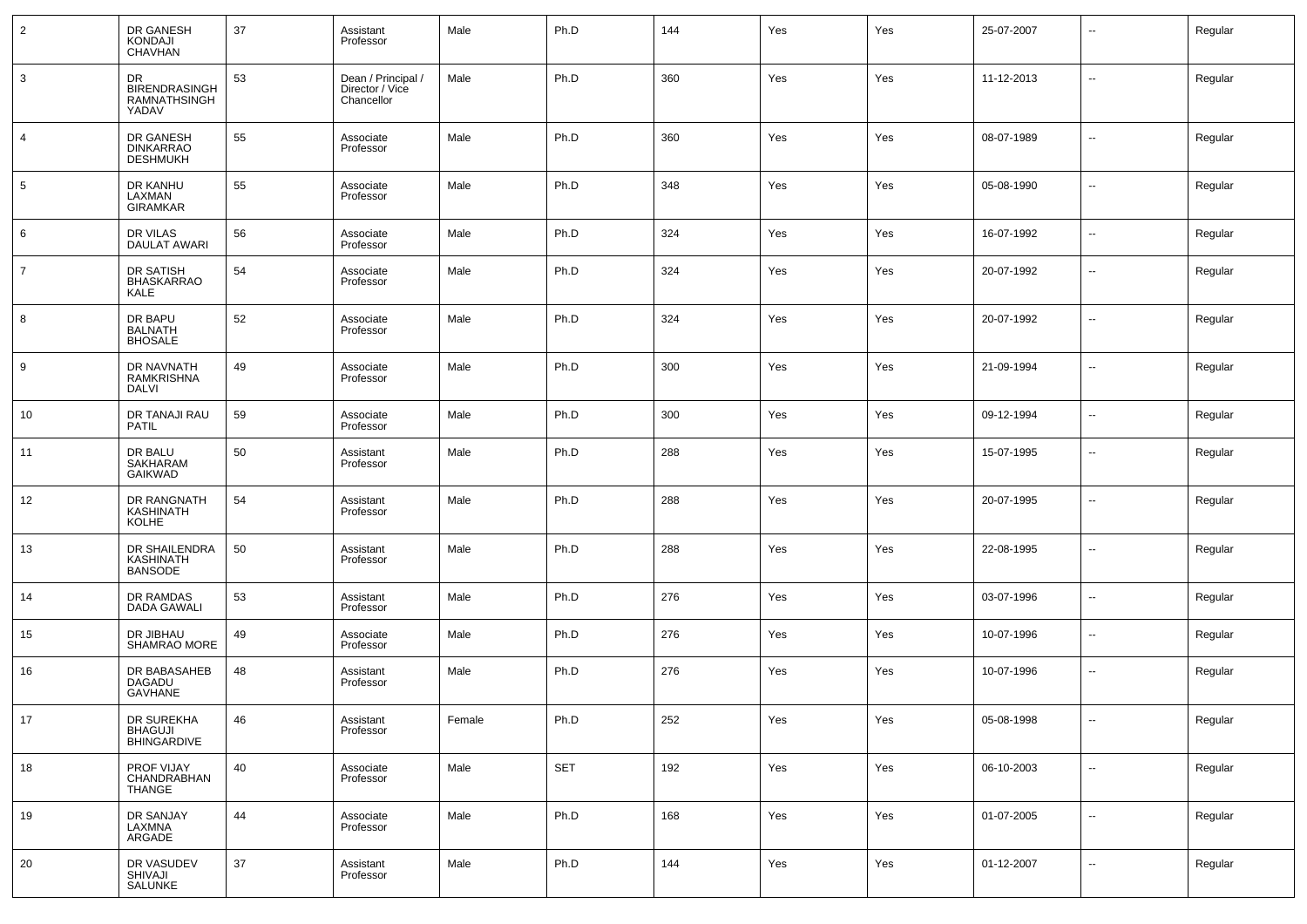| 2 | DR GANESH KONDAJI CHAVHAN | 37 | Assistant Professor | Male | Ph.D | 144 | Yes | Yes | 25-07-2007 | -- | Regular |
|---|---|---|---|---|---|---|---|---|---|---|---|
| 3 | DR BIRENDRASINGH RAMNATHSINGH YADAV | 53 | Dean / Principal / Director / Vice Chancellor | Male | Ph.D | 360 | Yes | Yes | 11-12-2013 | -- | Regular |
| 4 | DR GANESH DINKARRAO DESHMUKH | 55 | Associate Professor | Male | Ph.D | 360 | Yes | Yes | 08-07-1989 | -- | Regular |
| 5 | DR KANHU LAXMAN GIRAMKAR | 55 | Associate Professor | Male | Ph.D | 348 | Yes | Yes | 05-08-1990 | -- | Regular |
| 6 | DR VILAS DAULAT AWARI | 56 | Associate Professor | Male | Ph.D | 324 | Yes | Yes | 16-07-1992 | -- | Regular |
| 7 | DR SATISH BHASKARRAO KALE | 54 | Associate Professor | Male | Ph.D | 324 | Yes | Yes | 20-07-1992 | -- | Regular |
| 8 | DR BAPU BALNATH BHOSALE | 52 | Associate Professor | Male | Ph.D | 324 | Yes | Yes | 20-07-1992 | -- | Regular |
| 9 | DR NAVNATH RAMKRISHNA DALVI | 49 | Associate Professor | Male | Ph.D | 300 | Yes | Yes | 21-09-1994 | -- | Regular |
| 10 | DR TANAJI RAU PATIL | 59 | Associate Professor | Male | Ph.D | 300 | Yes | Yes | 09-12-1994 | -- | Regular |
| 11 | DR BALU SAKHARAM GAIKWAD | 50 | Assistant Professor | Male | Ph.D | 288 | Yes | Yes | 15-07-1995 | -- | Regular |
| 12 | DR RANGNATH KASHINATH KOLHE | 54 | Assistant Professor | Male | Ph.D | 288 | Yes | Yes | 20-07-1995 | -- | Regular |
| 13 | DR SHAILENDRA KASHINATH BANSODE | 50 | Assistant Professor | Male | Ph.D | 288 | Yes | Yes | 22-08-1995 | -- | Regular |
| 14 | DR RAMDAS DADA GAWALI | 53 | Assistant Professor | Male | Ph.D | 276 | Yes | Yes | 03-07-1996 | -- | Regular |
| 15 | DR JIBHAU SHAMRAO MORE | 49 | Associate Professor | Male | Ph.D | 276 | Yes | Yes | 10-07-1996 | -- | Regular |
| 16 | DR BABASAHEB DAGADU GAVHANE | 48 | Assistant Professor | Male | Ph.D | 276 | Yes | Yes | 10-07-1996 | -- | Regular |
| 17 | DR SUREKHA BHAGUJI BHINGARDIVE | 46 | Assistant Professor | Female | Ph.D | 252 | Yes | Yes | 05-08-1998 | -- | Regular |
| 18 | PROF VIJAY CHANDRABHAN THANGE | 40 | Associate Professor | Male | SET | 192 | Yes | Yes | 06-10-2003 | -- | Regular |
| 19 | DR SANJAY LAXMNA ARGADE | 44 | Associate Professor | Male | Ph.D | 168 | Yes | Yes | 01-07-2005 | -- | Regular |
| 20 | DR VASUDEV SHIVAJI SALUNKE | 37 | Assistant Professor | Male | Ph.D | 144 | Yes | Yes | 01-12-2007 | -- | Regular |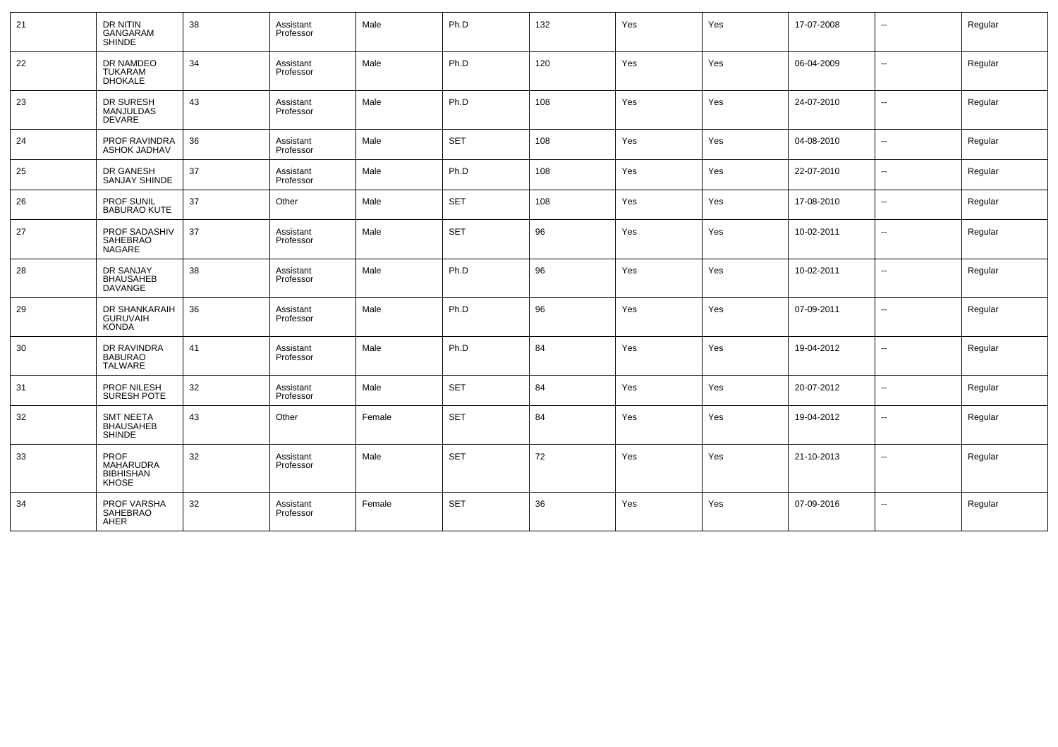| | | | | | | | | | | | |
|---|---|---|---|---|---|---|---|---|---|---|---|
| 21 | DR NITIN GANGARAM SHINDE | 38 | Assistant Professor | Male | Ph.D | 132 | Yes | Yes | 17-07-2008 | -- | Regular |
| 22 | DR NAMDEO TUKARAM DHOKALE | 34 | Assistant Professor | Male | Ph.D | 120 | Yes | Yes | 06-04-2009 | -- | Regular |
| 23 | DR SURESH MANJULDAS DEVARE | 43 | Assistant Professor | Male | Ph.D | 108 | Yes | Yes | 24-07-2010 | -- | Regular |
| 24 | PROF RAVINDRA ASHOK JADHAV | 36 | Assistant Professor | Male | SET | 108 | Yes | Yes | 04-08-2010 | -- | Regular |
| 25 | DR GANESH SANJAY SHINDE | 37 | Assistant Professor | Male | Ph.D | 108 | Yes | Yes | 22-07-2010 | -- | Regular |
| 26 | PROF SUNIL BABURAO KUTE | 37 | Other | Male | SET | 108 | Yes | Yes | 17-08-2010 | -- | Regular |
| 27 | PROF SADASHIV SAHEBRAO NAGARE | 37 | Assistant Professor | Male | SET | 96 | Yes | Yes | 10-02-2011 | -- | Regular |
| 28 | DR SANJAY BHAUSAHEB DAVANGE | 38 | Assistant Professor | Male | Ph.D | 96 | Yes | Yes | 10-02-2011 | -- | Regular |
| 29 | DR SHANKARAIH GURUVAIH KONDA | 36 | Assistant Professor | Male | Ph.D | 96 | Yes | Yes | 07-09-2011 | -- | Regular |
| 30 | DR RAVINDRA BABURAO TALWARE | 41 | Assistant Professor | Male | Ph.D | 84 | Yes | Yes | 19-04-2012 | -- | Regular |
| 31 | PROF NILESH SURESH POTE | 32 | Assistant Professor | Male | SET | 84 | Yes | Yes | 20-07-2012 | -- | Regular |
| 32 | SMT NEETA BHAUSAHEB SHINDE | 43 | Other | Female | SET | 84 | Yes | Yes | 19-04-2012 | -- | Regular |
| 33 | PROF MAHARUDRA BIBHISHAN KHOSE | 32 | Assistant Professor | Male | SET | 72 | Yes | Yes | 21-10-2013 | -- | Regular |
| 34 | PROF VARSHA SAHEBRAO AHER | 32 | Assistant Professor | Female | SET | 36 | Yes | Yes | 07-09-2016 | -- | Regular |